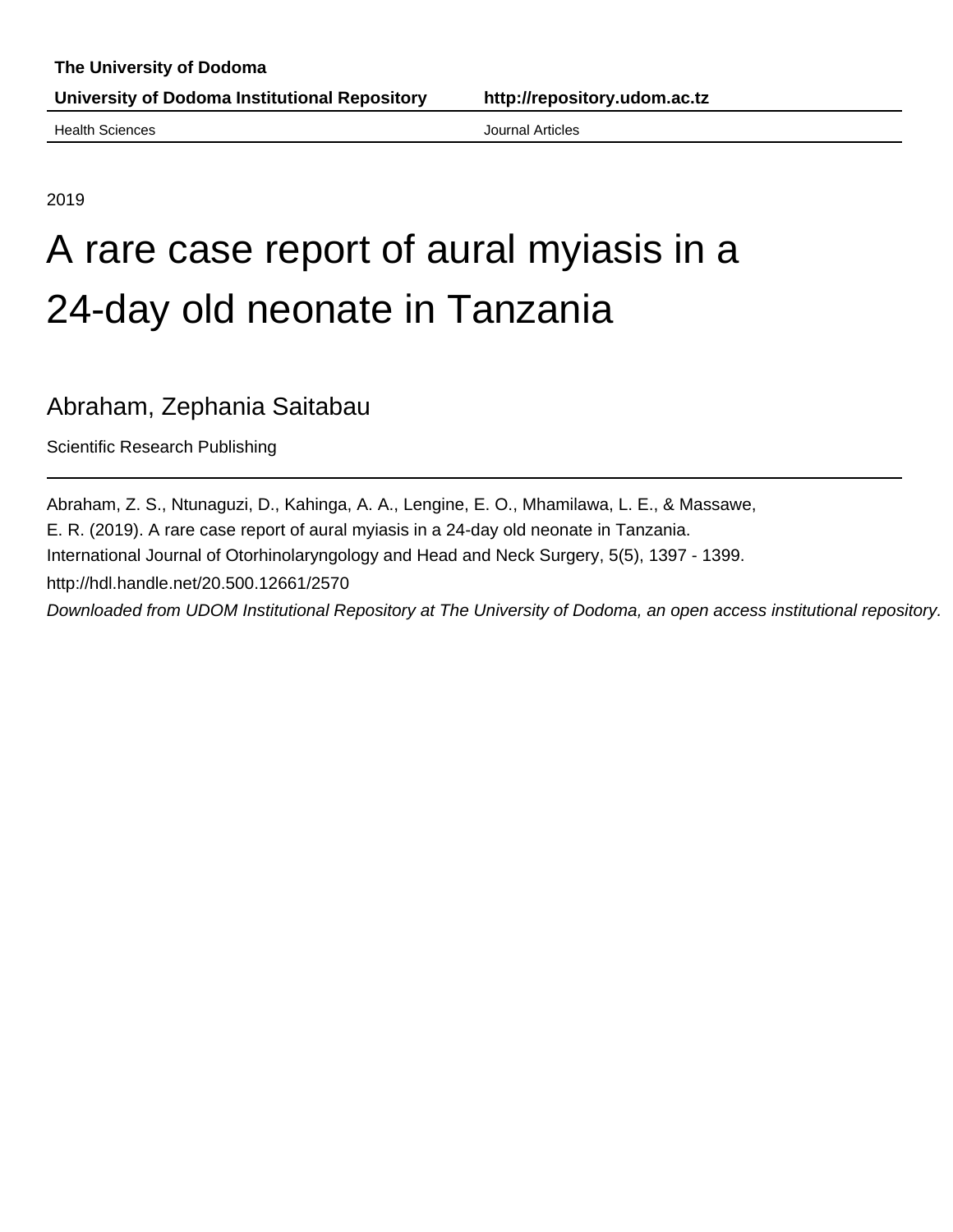The University of Dodoma

**University of Dodoma Institutional Repository** **http://repository.udom.ac.tz**

Health Sciences Journal Articles

2019

# A rare case report of aural myiasis in a 24-day old neonate in Tanzania

Abraham, Zephania Saitabau

Scientific Research Publishing

---

Abraham, Z. S., Ntunaguzi, D., Kahinga, A. A., Lengine, E. O., Mhamilawa, L. E., & Massawe, E. R. (2019). A rare case report of aural myiasis in a 24-day old neonate in Tanzania. International Journal of Otorhinolaryngology and Head and Neck Surgery, 5(5), 1397 - 1399.

http://hdl.handle.net/20.500.12661/2570

*Downloaded from UDOM Institutional Repository at The University of Dodoma, an open access institutional repository.*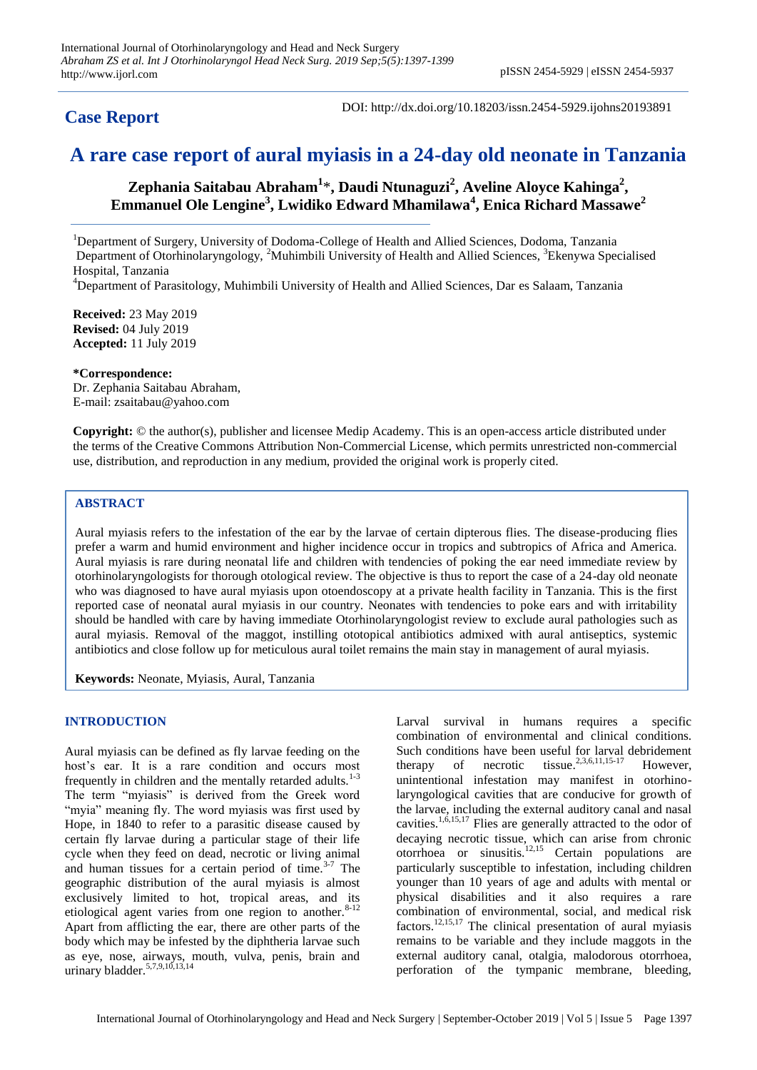International Journal of Otorhinolaryngology and Head and Neck Surgery
*Abraham ZS et al. Int J Otorhinolaryngol Head Neck Surg. 2019 Sep;5(5):1397-1399*
http://www.ijorl.com

pISSN 2454-5929 | eISSN 2454-5937

## Case Report

DOI: http://dx.doi.org/10.18203/issn.2454-5929.ijohns20193891

# A rare case report of aural myiasis in a 24-day old neonate in Tanzania

**Zephania Saitabau Abraham[1]*, Daudi Ntunaguzi[2], Aveline Aloyce Kahinga[2], Emmanuel Ole Lengine[3], Lwidiko Edward Mhamilawa[4], Enica Richard Massawe[2]**

[1]Department of Surgery, University of Dodoma-College of Health and Allied Sciences, Dodoma, Tanzania
Department of Otorhinolaryngology, [2]Muhimbili University of Health and Allied Sciences, [3]Ekenywa Specialised Hospital, Tanzania
[4]Department of Parasitology, Muhimbili University of Health and Allied Sciences, Dar es Salaam, Tanzania

**Received:** 23 May 2019
**Revised:** 04 July 2019
**Accepted:** 11 July 2019

**\*Correspondence:**
Dr. Zephania Saitabau Abraham,
E-mail: zsaitabau@yahoo.com

**Copyright:** © the author(s), publisher and licensee Medip Academy. This is an open-access article distributed under the terms of the Creative Commons Attribution Non-Commercial License, which permits unrestricted non-commercial use, distribution, and reproduction in any medium, provided the original work is properly cited.

## ABSTRACT

Aural myiasis refers to the infestation of the ear by the larvae of certain dipterous flies. The disease-producing flies prefer a warm and humid environment and higher incidence occur in tropics and subtropics of Africa and America. Aural myiasis is rare during neonatal life and children with tendencies of poking the ear need immediate review by otorhinolaryngologists for thorough otological review. The objective is thus to report the case of a 24-day old neonate who was diagnosed to have aural myiasis upon otoendoscopy at a private health facility in Tanzania. This is the first reported case of neonatal aural myiasis in our country. Neonates with tendencies to poke ears and with irritability should be handled with care by having immediate Otorhinolaryngologist review to exclude aural pathologies such as aural myiasis. Removal of the maggot, instilling ototopical antibiotics admixed with aural antiseptics, systemic antibiotics and close follow up for meticulous aural toilet remains the main stay in management of aural myiasis.

**Keywords:** Neonate, Myiasis, Aural, Tanzania

## INTRODUCTION

Aural myiasis can be defined as fly larvae feeding on the host's ear. It is a rare condition and occurs most frequently in children and the mentally retarded adults.[1-3] The term "myiasis" is derived from the Greek word "myia" meaning fly. The word myiasis was first used by Hope, in 1840 to refer to a parasitic disease caused by certain fly larvae during a particular stage of their life cycle when they feed on dead, necrotic or living animal and human tissues for a certain period of time.[3-7] The geographic distribution of the aural myiasis is almost exclusively limited to hot, tropical areas, and its etiological agent varies from one region to another.[8-12] Apart from afflicting the ear, there are other parts of the body which may be infested by the diphtheria larvae such as eye, nose, airways, mouth, vulva, penis, brain and urinary bladder.[5,7,9,10,13,14]

Larval survival in humans requires a specific combination of environmental and clinical conditions. Such conditions have been useful for larval debridement therapy of necrotic tissue.[2,3,6,11,15-17] However, unintentional infestation may manifest in otorhino-laryngological cavities that are conducive for growth of the larvae, including the external auditory canal and nasal cavities.[1,6,15,17] Flies are generally attracted to the odor of decaying necrotic tissue, which can arise from chronic otorrhoea or sinusitis.[12,15] Certain populations are particularly susceptible to infestation, including children younger than 10 years of age and adults with mental or physical disabilities and it also requires a rare combination of environmental, social, and medical risk factors.[12,15,17] The clinical presentation of aural myiasis remains to be variable and they include maggots in the external auditory canal, otalgia, malodorous otorrhoea, perforation of the tympanic membrane, bleeding,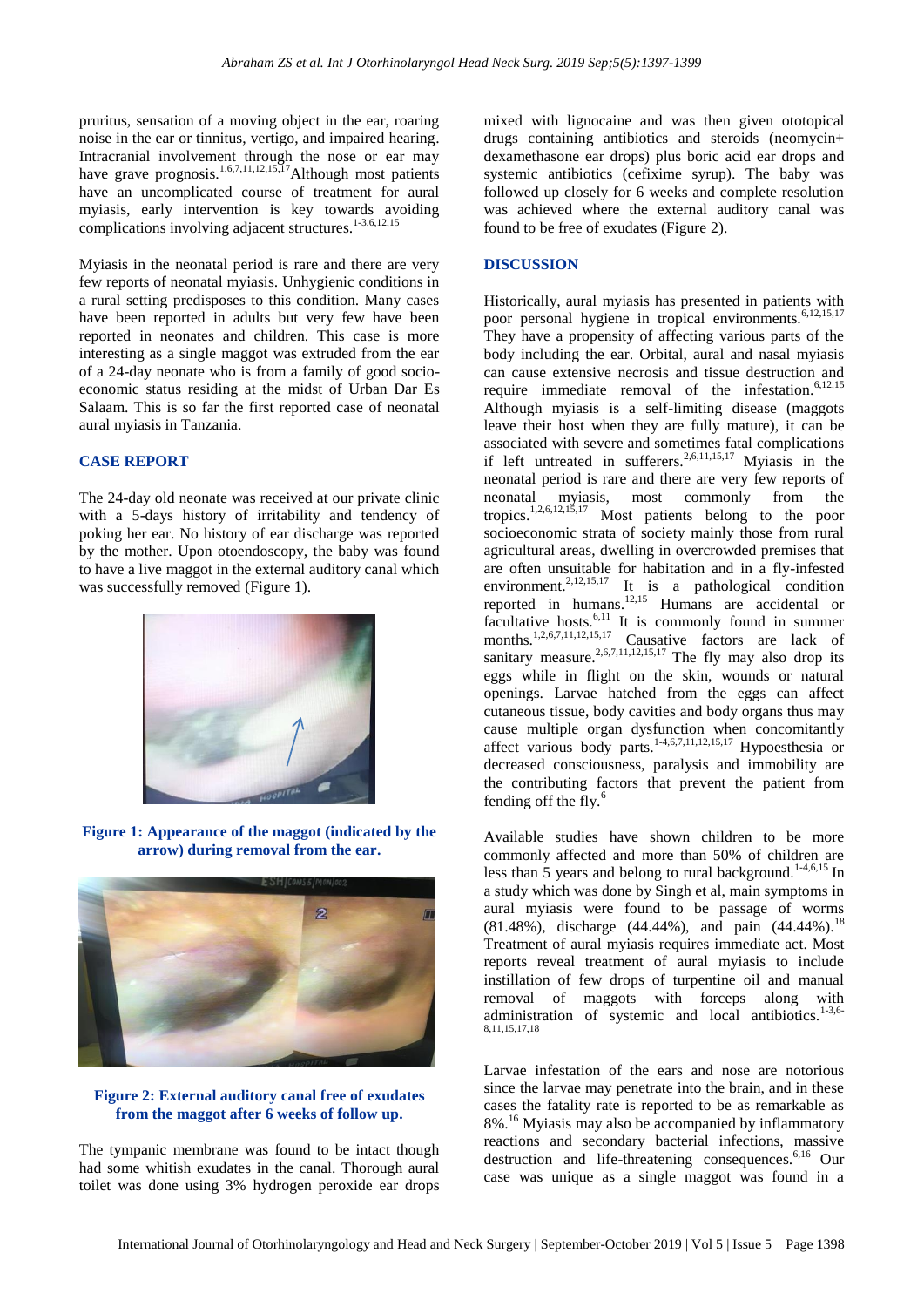pruritus, sensation of a moving object in the ear, roaring noise in the ear or tinnitus, vertigo, and impaired hearing. Intracranial involvement through the nose or ear may have grave prognosis.[1,6,7,11,12,15,17] Although most patients have an uncomplicated course of treatment for aural myiasis, early intervention is key towards avoiding complications involving adjacent structures.[1-3,6,12,15]

Myiasis in the neonatal period is rare and there are very few reports of neonatal myiasis. Unhygienic conditions in a rural setting predisposes to this condition. Many cases have been reported in adults but very few have been reported in neonates and children. This case is more interesting as a single maggot was extruded from the ear of a 24-day neonate who is from a family of good socio-economic status residing at the midst of Urban Dar Es Salaam. This is so far the first reported case of neonatal aural myiasis in Tanzania.

## CASE REPORT

The 24-day old neonate was received at our private clinic with a 5-days history of irritability and tendency of poking her ear. No history of ear discharge was reported by the mother. Upon otoendoscopy, the baby was found to have a live maggot in the external auditory canal which was successfully removed (Figure 1).

**Figure 1: Appearance of the maggot (indicated by the arrow) during removal from the ear.**

**Figure 2: External auditory canal free of exudates from the maggot after 6 weeks of follow up.**

The tympanic membrane was found to be intact though had some whitish exudates in the canal. Thorough aural toilet was done using 3% hydrogen peroxide ear drops mixed with lignocaine and was then given ototopical drugs containing antibiotics and steroids (neomycin+ dexamethasone ear drops) plus boric acid ear drops and systemic antibiotics (cefixime syrup). The baby was followed up closely for 6 weeks and complete resolution was achieved where the external auditory canal was found to be free of exudates (Figure 2).

## DISCUSSION

Historically, aural myiasis has presented in patients with poor personal hygiene in tropical environments.[6,12,15,17] They have a propensity of affecting various parts of the body including the ear. Orbital, aural and nasal myiasis can cause extensive necrosis and tissue destruction and require immediate removal of the infestation.[6,12,15] Although myiasis is a self-limiting disease (maggots leave their host when they are fully mature), it can be associated with severe and sometimes fatal complications if left untreated in sufferers.[2,6,11,15,17] Myiasis in the neonatal period is rare and there are very few reports of neonatal myiasis, most commonly from the tropics.[1,2,6,12,15,17] Most patients belong to the poor socioeconomic strata of society mainly those from rural agricultural areas, dwelling in overcrowded premises that are often unsuitable for habitation and in a fly-infested environment.[2,12,15,17] It is a pathological condition reported in humans.[12,15] Humans are accidental or facultative hosts.[6,11] It is commonly found in summer months.[1,2,6,7,11,12,15,17] Causative factors are lack of sanitary measure.[2,6,7,11,12,15,17] The fly may also drop its eggs while in flight on the skin, wounds or natural openings. Larvae hatched from the eggs can affect cutaneous tissue, body cavities and body organs thus may cause multiple organ dysfunction when concomitantly affect various body parts.[1-4,6,7,11,12,15,17] Hypoesthesia or decreased consciousness, paralysis and immobility are the contributing factors that prevent the patient from fending off the fly.[6]

Available studies have shown children to be more commonly affected and more than 50% of children are less than 5 years and belong to rural background.[1-4,6,15] In a study which was done by Singh et al, main symptoms in aural myiasis were found to be passage of worms (81.48%), discharge (44.44%), and pain (44.44%).[18] Treatment of aural myiasis requires immediate act. Most reports reveal treatment of aural myiasis to include instillation of few drops of turpentine oil and manual removal of maggots with forceps along with administration of systemic and local antibiotics.[1-3,6-8,11,15,17,18]

Larvae infestation of the ears and nose are notorious since the larvae may penetrate into the brain, and in these cases the fatality rate is reported to be as remarkable as 8%.[16] Myiasis may also be accompanied by inflammatory reactions and secondary bacterial infections, massive destruction and life-threatening consequences.[6,16] Our case was unique as a single maggot was found in a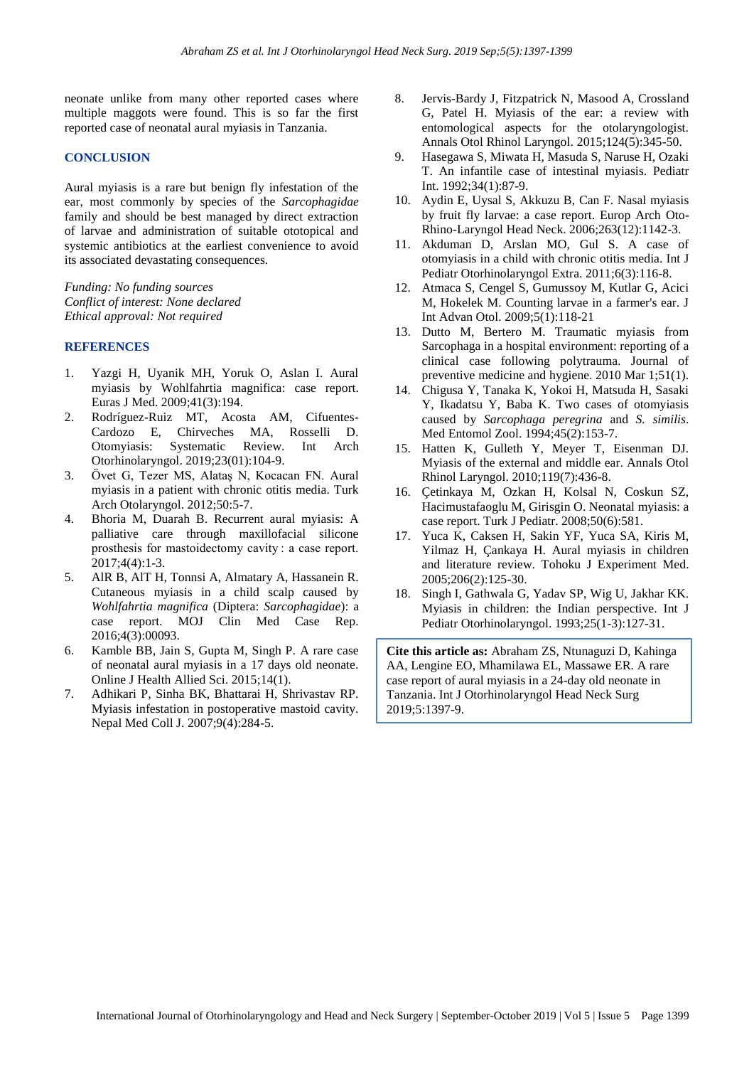neonate unlike from many other reported cases where multiple maggots were found. This is so far the first reported case of neonatal aural myiasis in Tanzania.

## CONCLUSION

Aural myiasis is a rare but benign fly infestation of the ear, most commonly by species of the *Sarcophagidae* family and should be best managed by direct extraction of larvae and administration of suitable ototopical and systemic antibiotics at the earliest convenience to avoid its associated devastating consequences.

*Funding: No funding sources*
*Conflict of interest: None declared*
*Ethical approval: Not required*

## REFERENCES

1. Yazgi H, Uyanik MH, Yoruk O, Aslan I. Aural myiasis by Wohlfahrtia magnifica: case report. Euras J Med. 2009;41(3):194.
2. Rodríguez-Ruiz MT, Acosta AM, Cifuentes-Cardozo E, Chirveches MA, Rosselli D. Otomyiasis: Systematic Review. Int Arch Otorhinolaryngol. 2019;23(01):104-9.
3. Övet G, Tezer MS, Alataş N, Kocacan FN. Aural myiasis in a patient with chronic otitis media. Turk Arch Otolaryngol. 2012;50:5-7.
4. Bhoria M, Duarah B. Recurrent aural myiasis: A palliative care through maxillofacial silicone prosthesis for mastoidectomy cavity : a case report. 2017;4(4):1-3.
5. AlR B, AlT H, Tonnsi A, Almatary A, Hassanein R. Cutaneous myiasis in a child scalp caused by *Wohlfahrtia magnifica* (Diptera: *Sarcophagidae*): a case report. MOJ Clin Med Case Rep. 2016;4(3):00093.
6. Kamble BB, Jain S, Gupta M, Singh P. A rare case of neonatal aural myiasis in a 17 days old neonate. Online J Health Allied Sci. 2015;14(1).
7. Adhikari P, Sinha BK, Bhattarai H, Shrivastav RP. Myiasis infestation in postoperative mastoid cavity. Nepal Med Coll J. 2007;9(4):284-5.
8. Jervis-Bardy J, Fitzpatrick N, Masood A, Crossland G, Patel H. Myiasis of the ear: a review with entomological aspects for the otolaryngologist. Annals Otol Rhinol Laryngol. 2015;124(5):345-50.
9. Hasegawa S, Miwata H, Masuda S, Naruse H, Ozaki T. An infantile case of intestinal myiasis. Pediatr Int. 1992;34(1):87-9.
10. Aydin E, Uysal S, Akkuzu B, Can F. Nasal myiasis by fruit fly larvae: a case report. Europ Arch Oto-Rhino-Laryngol Head Neck. 2006;263(12):1142-3.
11. Akduman D, Arslan MO, Gul S. A case of otomyiasis in a child with chronic otitis media. Int J Pediatr Otorhinolaryngol Extra. 2011;6(3):116-8.
12. Atmaca S, Cengel S, Gumussoy M, Kutlar G, Acici M, Hokelek M. Counting larvae in a farmer's ear. J Int Advan Otol. 2009;5(1):118-21
13. Dutto M, Bertero M. Traumatic myiasis from Sarcophaga in a hospital environment: reporting of a clinical case following polytrauma. Journal of preventive medicine and hygiene. 2010 Mar 1;51(1).
14. Chigusa Y, Tanaka K, Yokoi H, Matsuda H, Sasaki Y, Ikadatsu Y, Baba K. Two cases of otomyiasis caused by *Sarcophaga peregrina* and *S. similis*. Med Entomol Zool. 1994;45(2):153-7.
15. Hatten K, Gulleth Y, Meyer T, Eisenman DJ. Myiasis of the external and middle ear. Annals Otol Rhinol Laryngol. 2010;119(7):436-8.
16. Çetinkaya M, Ozkan H, Kolsal N, Coskun SZ, Hacimustafaoglu M, Girisgin O. Neonatal myiasis: a case report. Turk J Pediatr. 2008;50(6):581.
17. Yuca K, Caksen H, Sakin YF, Yuca SA, Kiris M, Yilmaz H, Çankaya H. Aural myiasis in children and literature review. Tohoku J Experiment Med. 2005;206(2):125-30.
18. Singh I, Gathwala G, Yadav SP, Wig U, Jakhar KK. Myiasis in children: the Indian perspective. Int J Pediatr Otorhinolaryngol. 1993;25(1-3):127-31.

**Cite this article as:** Abraham ZS, Ntunaguzi D, Kahinga AA, Lengine EO, Mhamilawa EL, Massawe ER. A rare case report of aural myiasis in a 24-day old neonate in Tanzania. Int J Otorhinolaryngol Head Neck Surg 2019;5:1397-9.